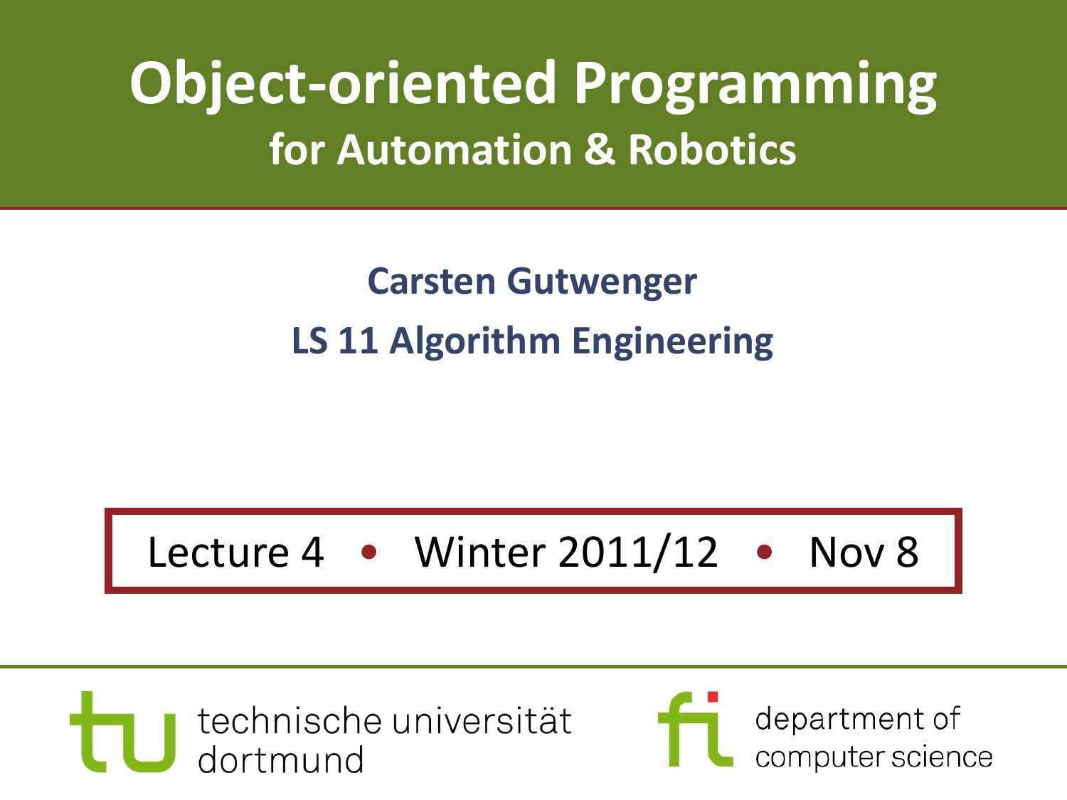# Object-oriented Programming

## for Automation & Robotics

**Carsten Gutwenger**

**LS 11 Algorithm Engineering**

Lecture 4 • Winter 2011/12 • Nov 8

technische universität dortmund

department of computer science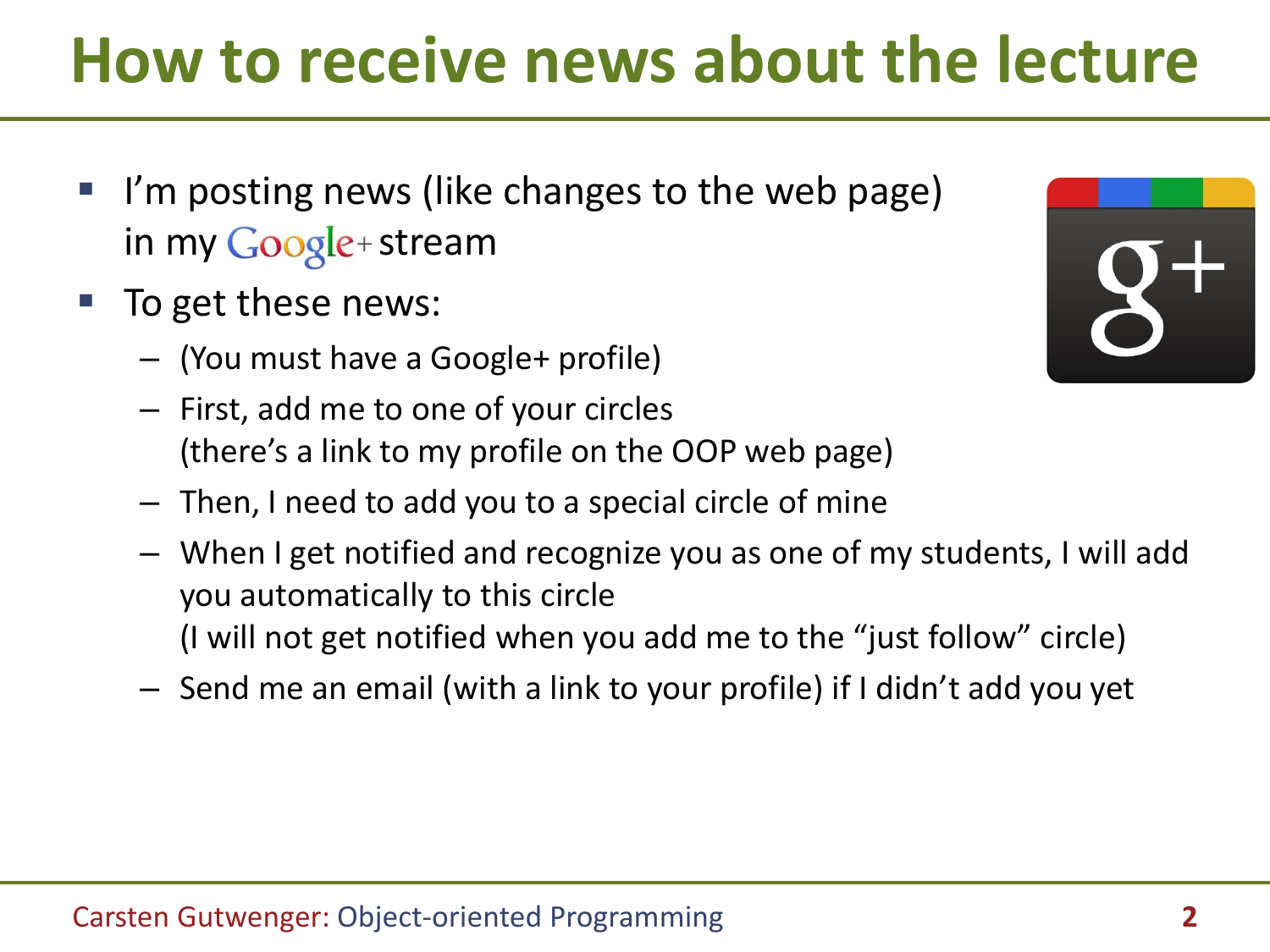# How to receive news about the lecture

- I'm posting news (like changes to the web page) in my Google+ stream
- To get these news:
  - (You must have a Google+ profile)
  - First, add me to one of your circles (there's a link to my profile on the OOP web page)
  - Then, I need to add you to a special circle of mine
  - When I get notified and recognize you as one of my students, I will add you automatically to this circle (I will not get notified when you add me to the "just follow" circle)
  - Send me an email (with a link to your profile) if I didn't add you yet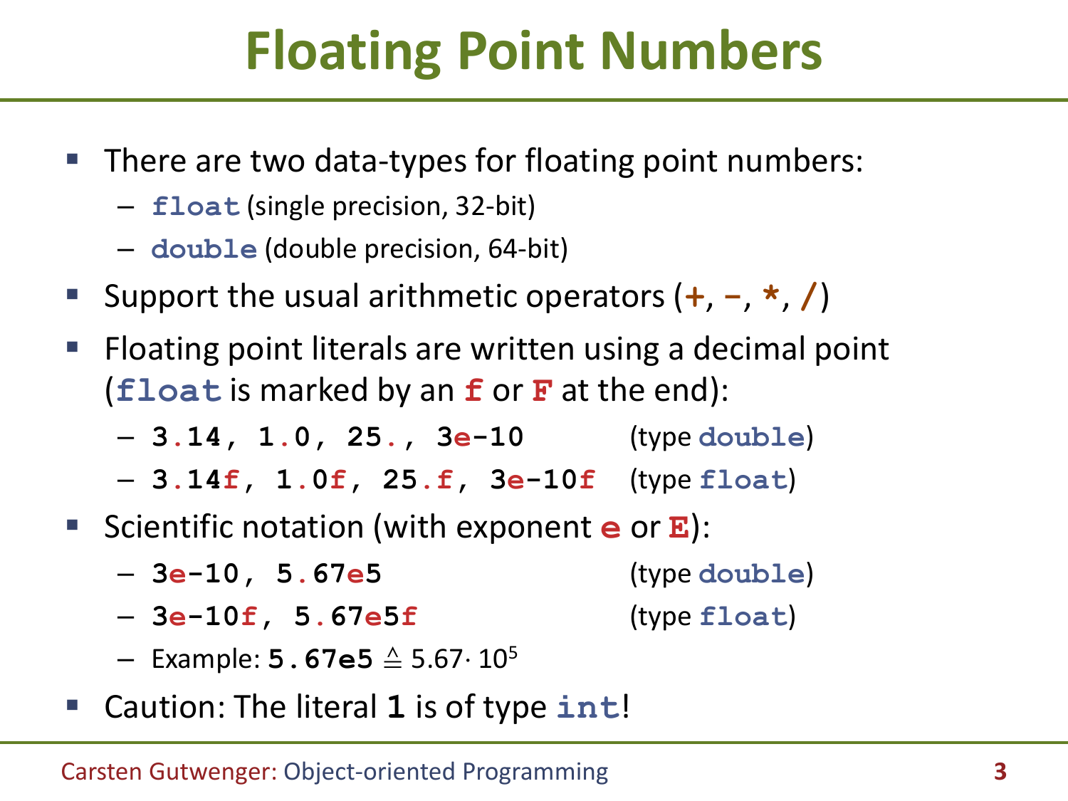# Floating Point Numbers

- There are two data-types for floating point numbers:
  - `float` (single precision, 32-bit)
  - `double` (double precision, 64-bit)
- Support the usual arithmetic operators (`+`, `-`, `*`, `/`)
- Floating point literals are written using a decimal point (`float` is marked by an `f` or `F` at the end):
  - `3.14, 1.0, 25., 3e-10` (type `double`)
  - `3.14f, 1.0f, 25.f, 3e-10f` (type `float`)
- Scientific notation (with exponent `e` or `E`):
  - `3e-10, 5.67e5` (type `double`)
  - `3e-10f, 5.67e5f` (type `float`)
  - Example: `5.67e5` $\triangleq 5.67 \cdot 10^5$
- Caution: The literal `1` is of type `int`!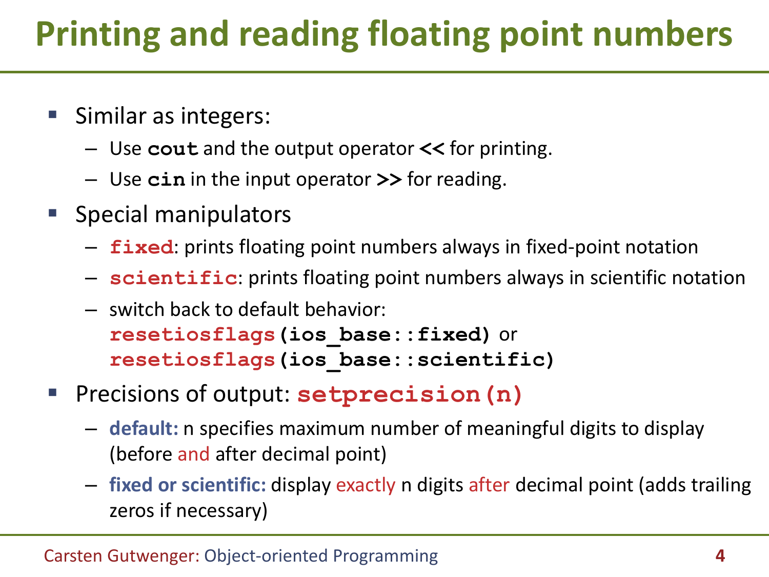# Printing and reading floating point numbers

- Similar as integers:
  - Use `cout` and the output operator `<<` for printing.
  - Use `cin` in the input operator `>>` for reading.
- Special manipulators
  - `fixed`: prints floating point numbers always in fixed-point notation
  - `scientific`: prints floating point numbers always in scientific notation
  - switch back to default behavior:
    `resetiosflags(ios_base::fixed)` or
    `resetiosflags(ios_base::scientific)`
- Precisions of output: `setprecision(n)`
  - **default:** n specifies maximum number of meaningful digits to display (before and after decimal point)
  - **fixed or scientific:** display exactly n digits after decimal point (adds trailing zeros if necessary)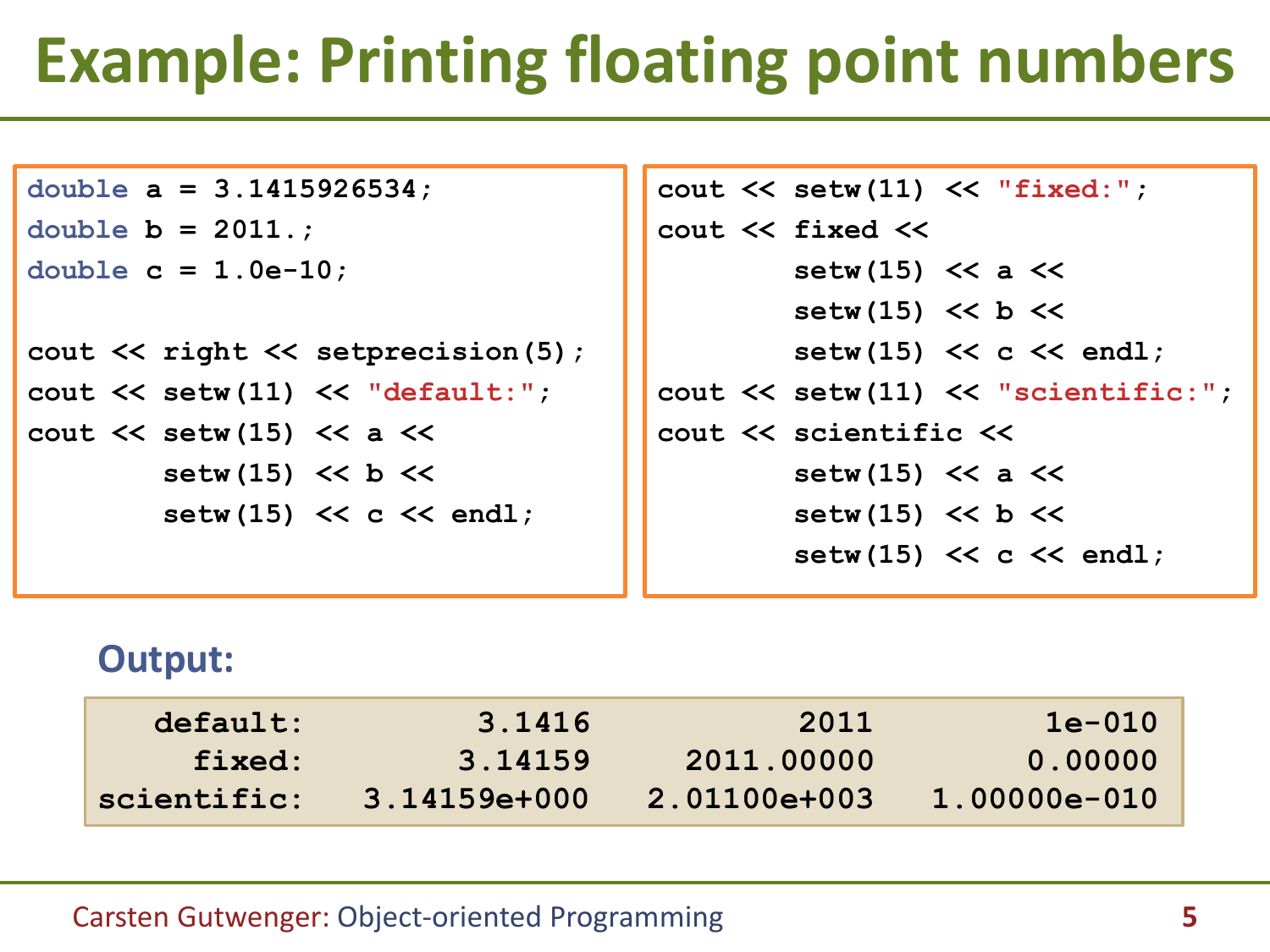# Example: Printing floating point numbers

```
double a = 3.1415926534;
double b = 2011.;
double c = 1.0e-10;

cout << right << setprecision(5);
cout << setw(11) << "default:";
cout << setw(15) << a <<
        setw(15) << b <<
        setw(15) << c << endl;
```

```
cout << setw(11) << "fixed:";
cout << fixed <<
        setw(15) << a <<
        setw(15) << b <<
        setw(15) << c << endl;
cout << setw(11) << "scientific:";
cout << scientific <<
        setw(15) << a <<
        setw(15) << b <<
        setw(15) << c << endl;
```

**Output:**

```
   default:         3.1416           2011         1e-010
     fixed:        3.14159     2011.00000        0.00000
scientific:   3.14159e+000   2.01100e+003   1.00000e-010
```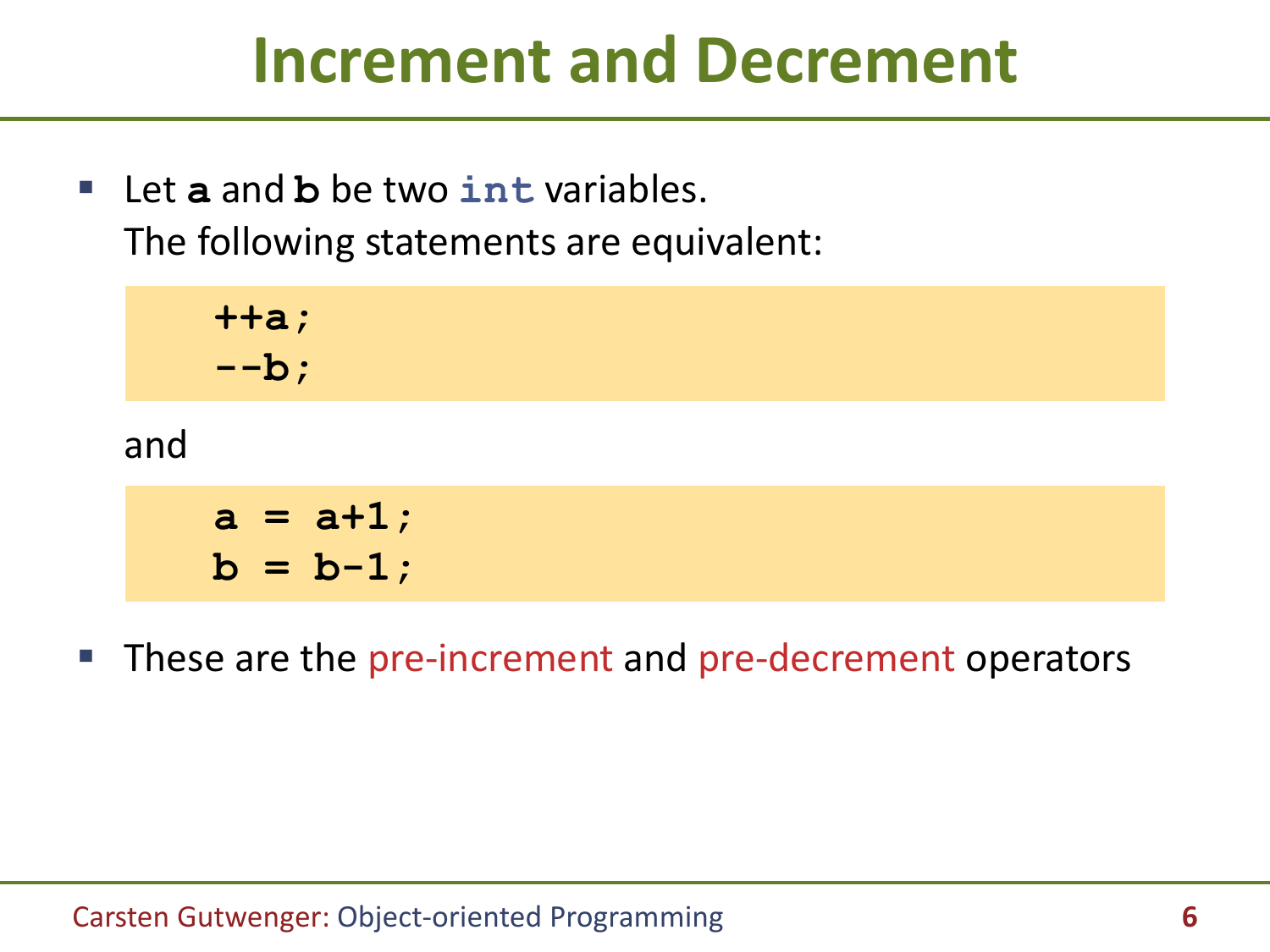# Increment and Decrement

- Let **a** and **b** be two `int` variables.
  The following statements are equivalent:

```
++a;
--b;
```

and

```
a = a+1;
b = b-1;
```

- These are the pre-increment and pre-decrement operators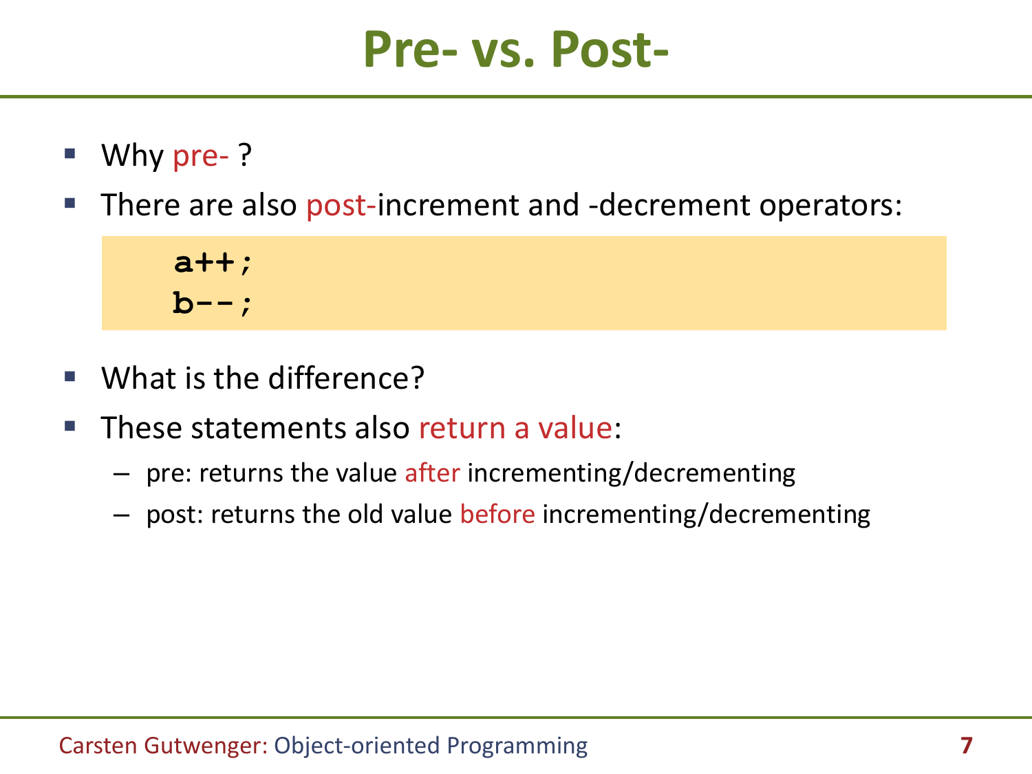# Pre- vs. Post-

- Why pre- ?
- There are also post-increment and -decrement operators:

```
a++;
b--;
```

- What is the difference?
- These statements also return a value:
  - pre: returns the value after incrementing/decrementing
  - post: returns the old value before incrementing/decrementing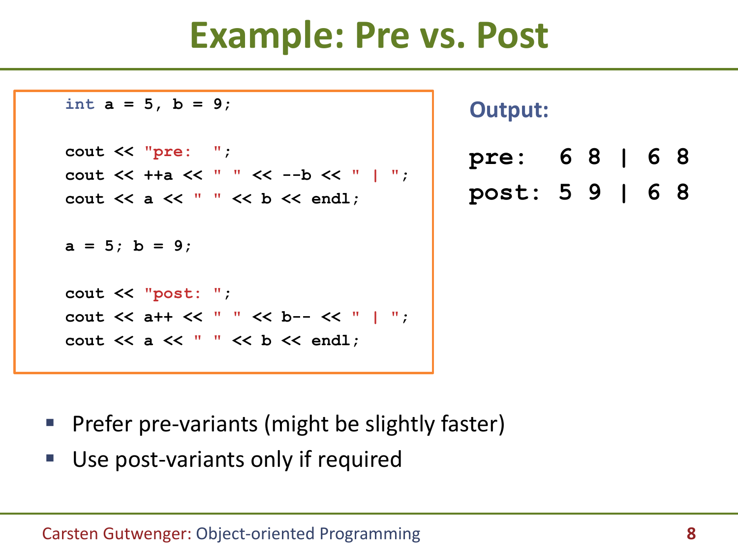# Example: Pre vs. Post

```cpp
int a = 5, b = 9;

cout << "pre:  ";
cout << ++a << " " << --b << " | ";
cout << a << " " << b << endl;

a = 5; b = 9;

cout << "post: ";
cout << a++ << " " << b-- << " | ";
cout << a << " " << b << endl;
```

**Output:**

```
pre:  6 8 | 6 8
post: 5 9 | 6 8
```

- Prefer pre-variants (might be slightly faster)
- Use post-variants only if required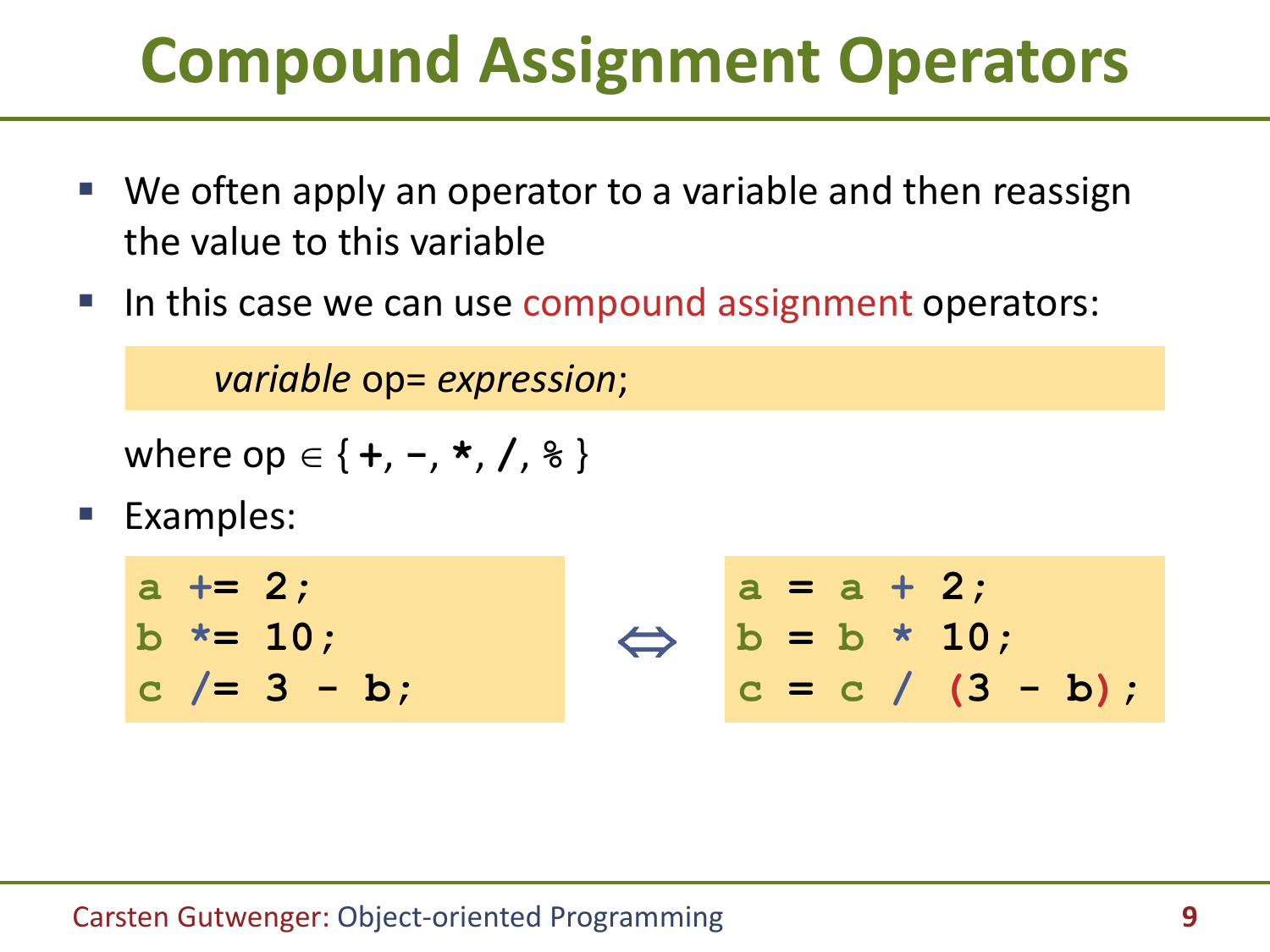# Compound Assignment Operators

- We often apply an operator to a variable and then reassign the value to this variable
- In this case we can use compound assignment operators:

```
variable op= expression;
```

where op ∈ { `+`, `-`, `*`, `/`, `%` }

- Examples:

```
a += 2;
b *= 10;
c /= 3 - b;
```

⇔

```
a = a + 2;
b = b * 10;
c = c / (3 - b);
```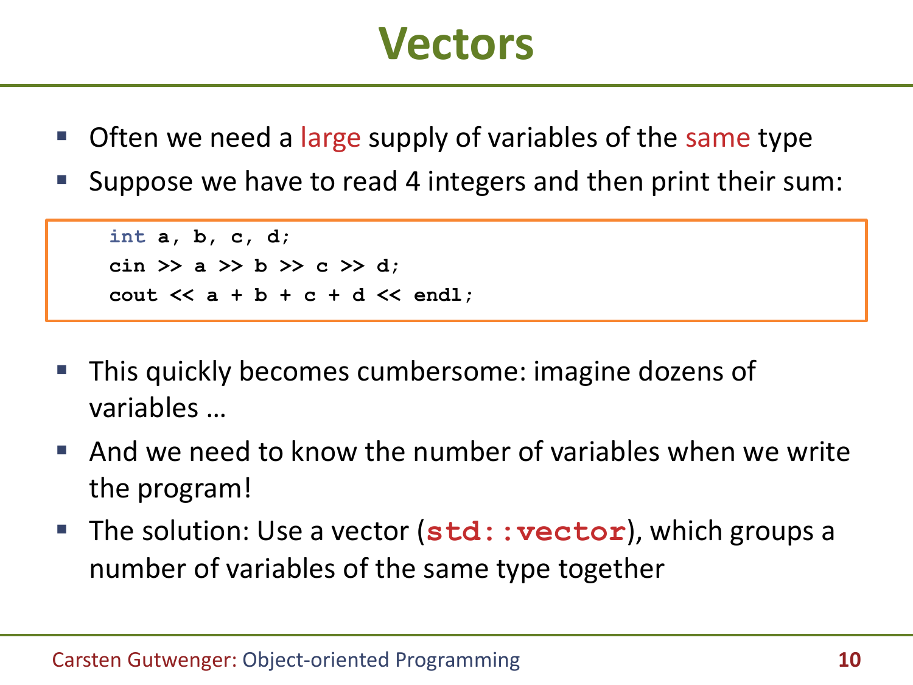# Vectors

- Often we need a large supply of variables of the same type
- Suppose we have to read 4 integers and then print their sum:

```
int a, b, c, d;
cin >> a >> b >> c >> d;
cout << a + b + c + d << endl;
```

- This quickly becomes cumbersome: imagine dozens of variables …
- And we need to know the number of variables when we write the program!
- The solution: Use a vector (**`std::vector`**), which groups a number of variables of the same type together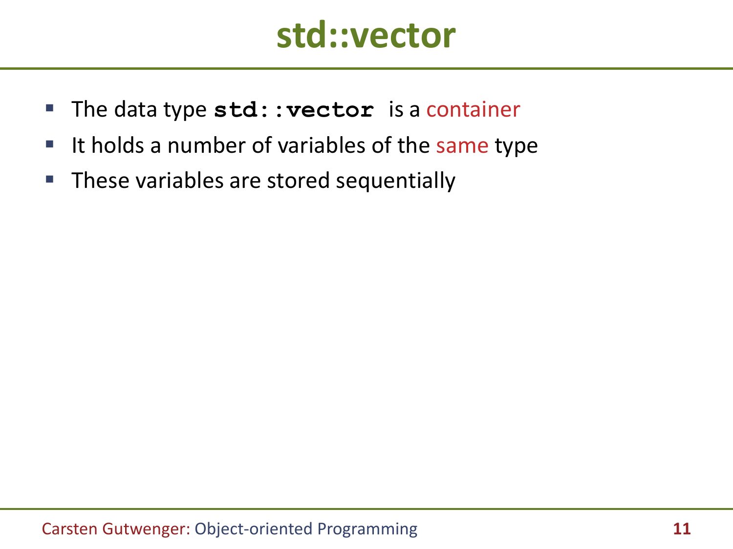# std::vector

- The data type **`std::vector`** is a container
- It holds a number of variables of the same type
- These variables are stored sequentially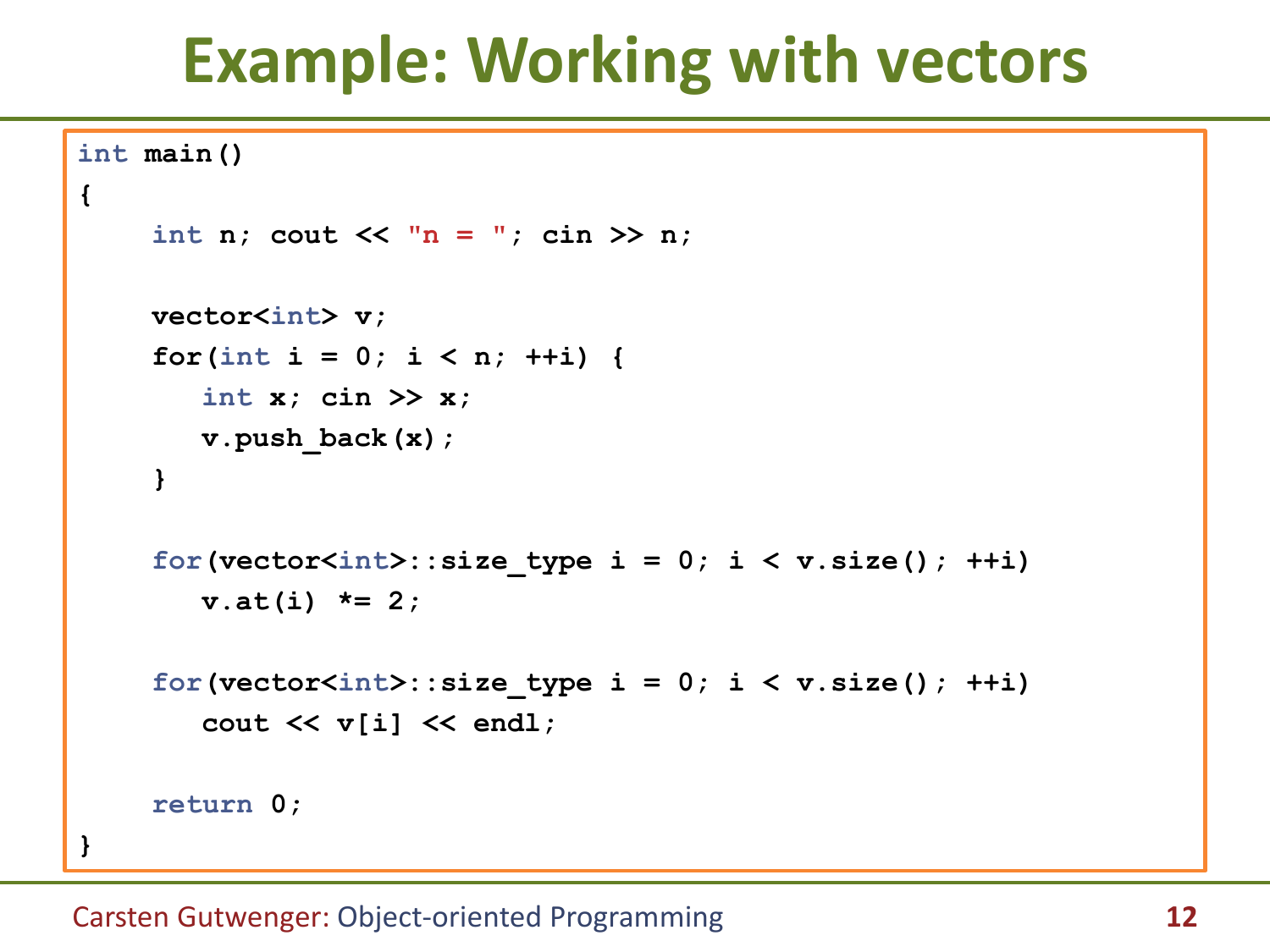# Example: Working with vectors

```
int main()
{
    int n; cout << "n = "; cin >> n;

    vector<int> v;
    for(int i = 0; i < n; ++i) {
        int x; cin >> x;
        v.push_back(x);
    }

    for(vector<int>::size_type i = 0; i < v.size(); ++i)
        v.at(i) *= 2;

    for(vector<int>::size_type i = 0; i < v.size(); ++i)
        cout << v[i] << endl;

    return 0;
}
```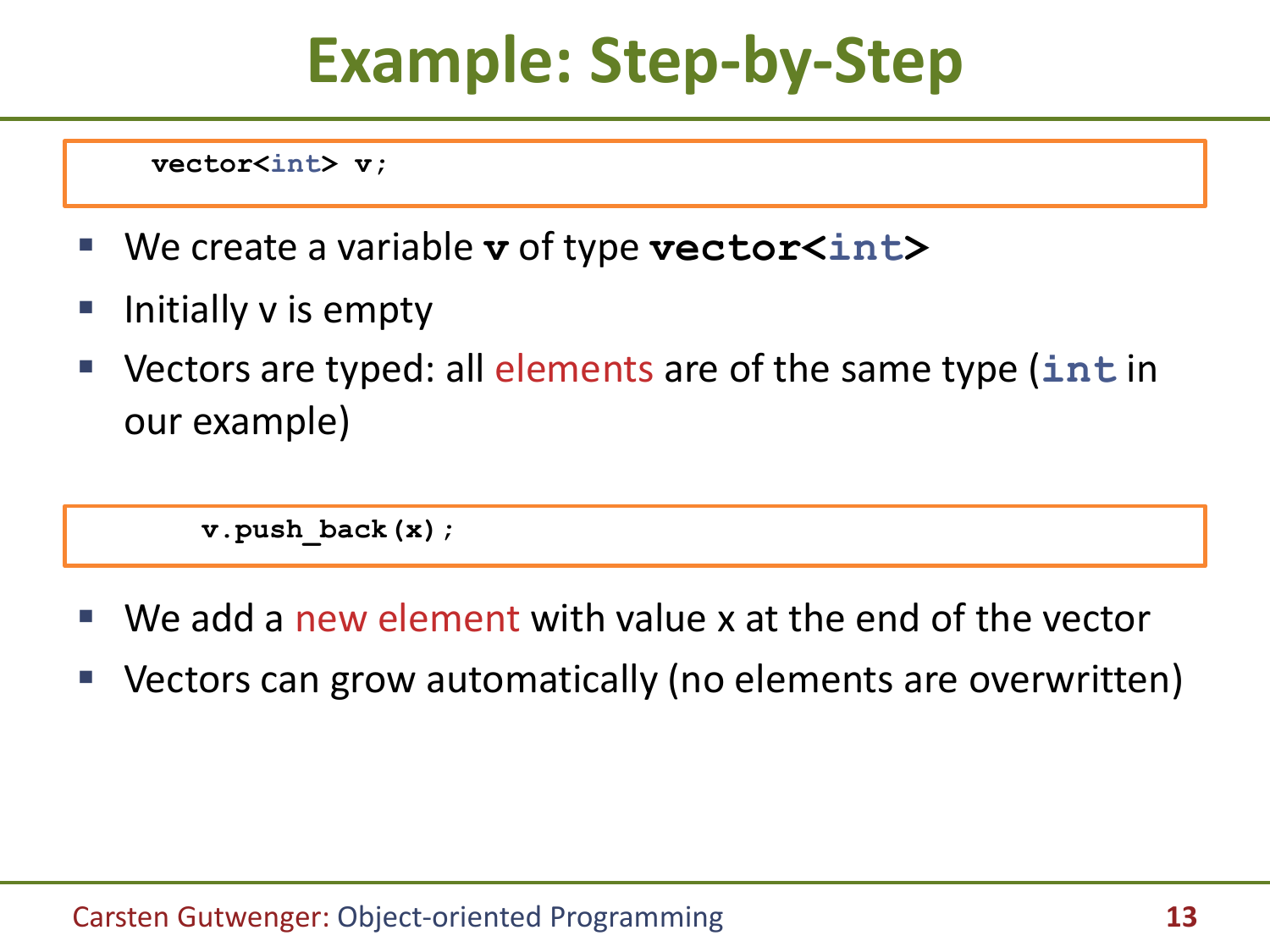# Example: Step-by-Step

```
vector<int> v;
```

- We create a variable **v** of type **vector<int>**
- Initially v is empty
- Vectors are typed: all elements are of the same type (**int** in our example)

```
v.push_back(x);
```

- We add a new element with value x at the end of the vector
- Vectors can grow automatically (no elements are overwritten)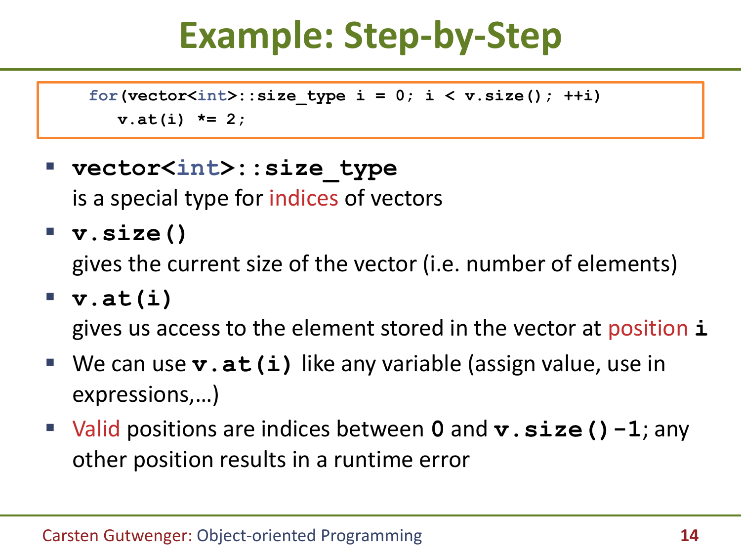# Example: Step-by-Step

```
for(vector<int>::size_type i = 0; i < v.size(); ++i)
   v.at(i) *= 2;
```

- **`vector<int>::size_type`**
  is a special type for indices of vectors
- **`v.size()`**
  gives the current size of the vector (i.e. number of elements)
- **`v.at(i)`**
  gives us access to the element stored in the vector at position **`i`**
- We can use **`v.at(i)`** like any variable (assign value, use in expressions,…)
- Valid positions are indices between **`0`** and **`v.size()-1`**; any other position results in a runtime error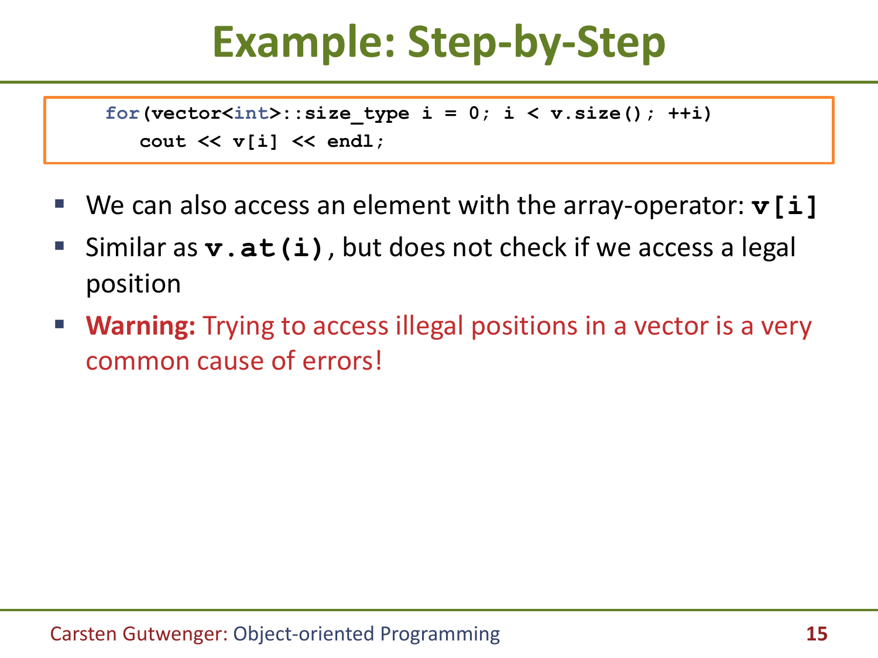# Example: Step-by-Step

```
for(vector<int>::size_type i = 0; i < v.size(); ++i)
    cout << v[i] << endl;
```

- We can also access an element with the array-operator: `v[i]`
- Similar as `v.at(i)`, but does not check if we access a legal position
- **Warning:** Trying to access illegal positions in a vector is a very common cause of errors!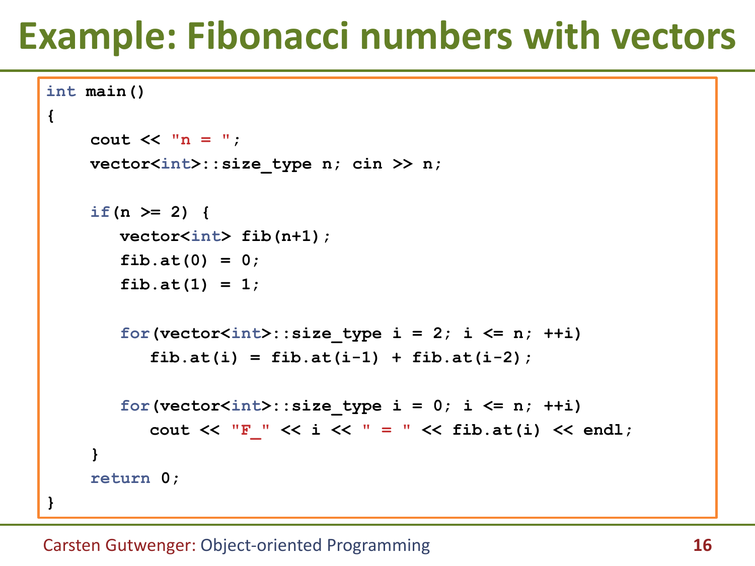# Example: Fibonacci numbers with vectors

```
int main()
{
     cout << "n = ";
     vector<int>::size_type n; cin >> n;

     if(n >= 2) {
        vector<int> fib(n+1);
        fib.at(0) = 0;
        fib.at(1) = 1;

        for(vector<int>::size_type i = 2; i <= n; ++i)
           fib.at(i) = fib.at(i-1) + fib.at(i-2);

        for(vector<int>::size_type i = 0; i <= n; ++i)
           cout << "F_" << i << " = " << fib.at(i) << endl;
     }
     return 0;
}
```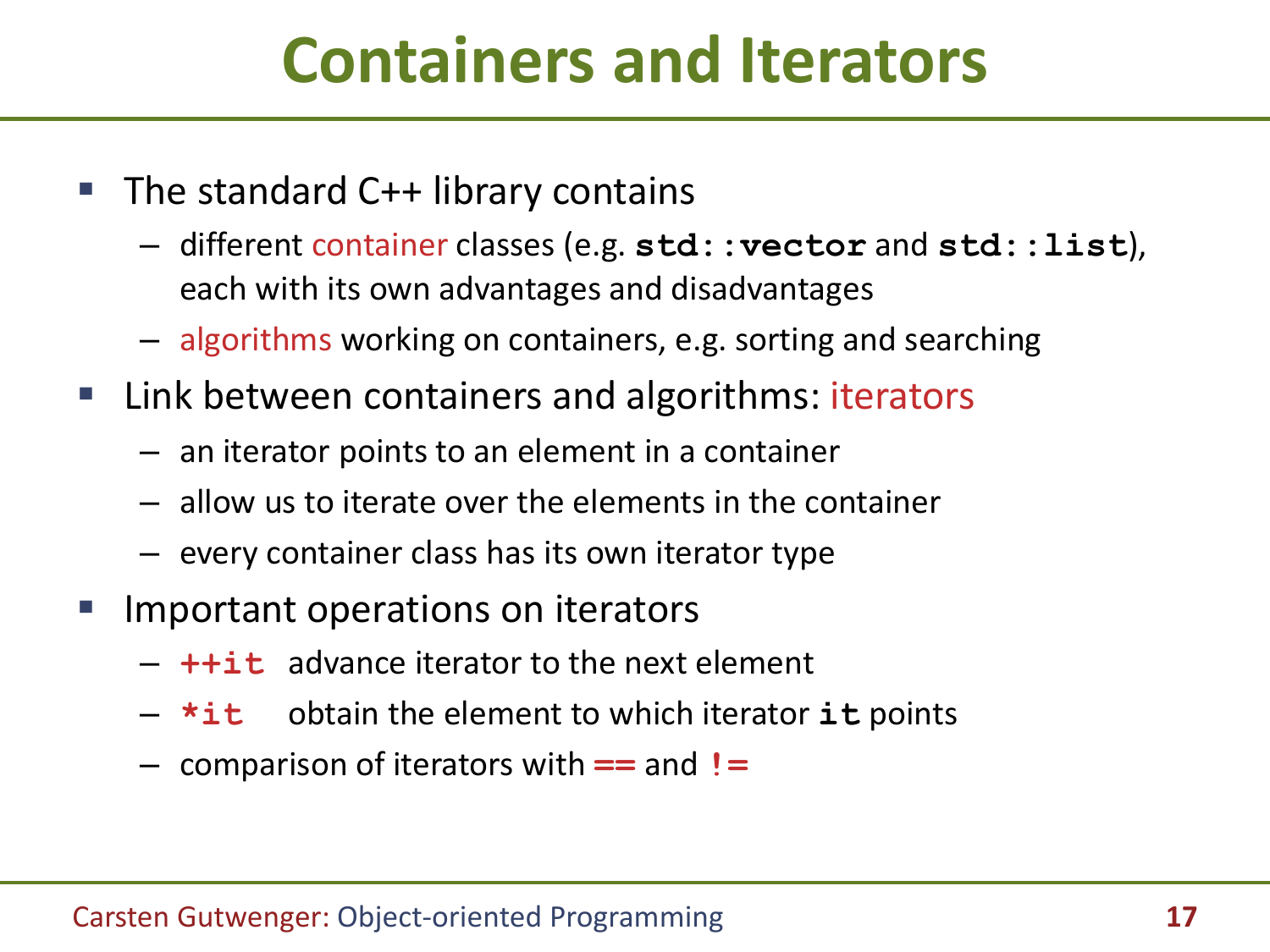# Containers and Iterators

- The standard C++ library contains
  - different container classes (e.g. `std::vector` and `std::list`), each with its own advantages and disadvantages
  - algorithms working on containers, e.g. sorting and searching
- Link between containers and algorithms: iterators
  - an iterator points to an element in a container
  - allow us to iterate over the elements in the container
  - every container class has its own iterator type
- Important operations on iterators
  - `++it` advance iterator to the next element
  - `*it` obtain the element to which iterator `it` points
  - comparison of iterators with `==` and `!=`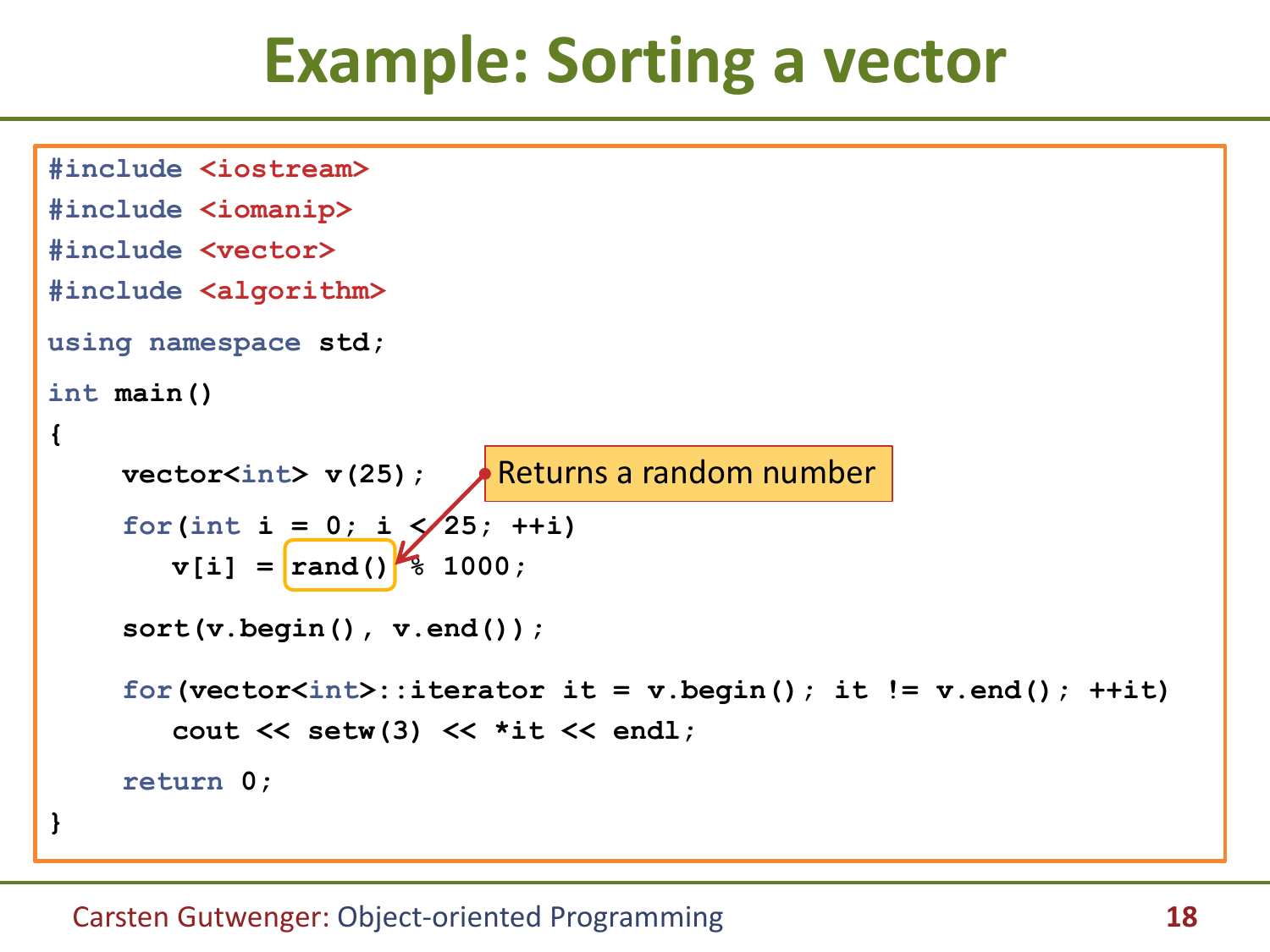# Example: Sorting a vector

```
#include <iostream>
#include <iomanip>
#include <vector>
#include <algorithm>

using namespace std;

int main()
{
    vector<int> v(25);

    for(int i = 0; i < 25; ++i)
        v[i] = rand() % 1000;

    sort(v.begin(), v.end());

    for(vector<int>::iterator it = v.begin(); it != v.end(); ++it)
        cout << setw(3) << *it << endl;

    return 0;
}
```

Returns a random number (`rand()`)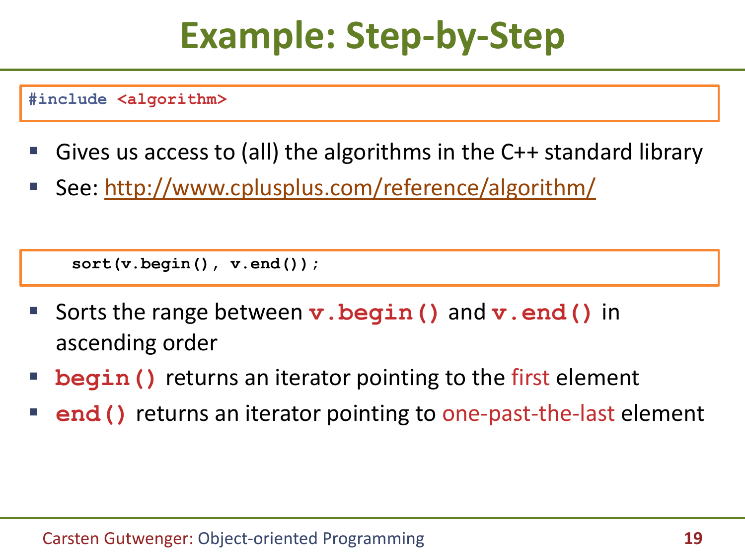# Example: Step-by-Step

```
#include <algorithm>
```

- Gives us access to (all) the algorithms in the C++ standard library
- See: http://www.cplusplus.com/reference/algorithm/

```
    sort(v.begin(), v.end());
```

- Sorts the range between `v.begin()` and `v.end()` in ascending order
- `begin()` returns an iterator pointing to the first element
- `end()` returns an iterator pointing to one-past-the-last element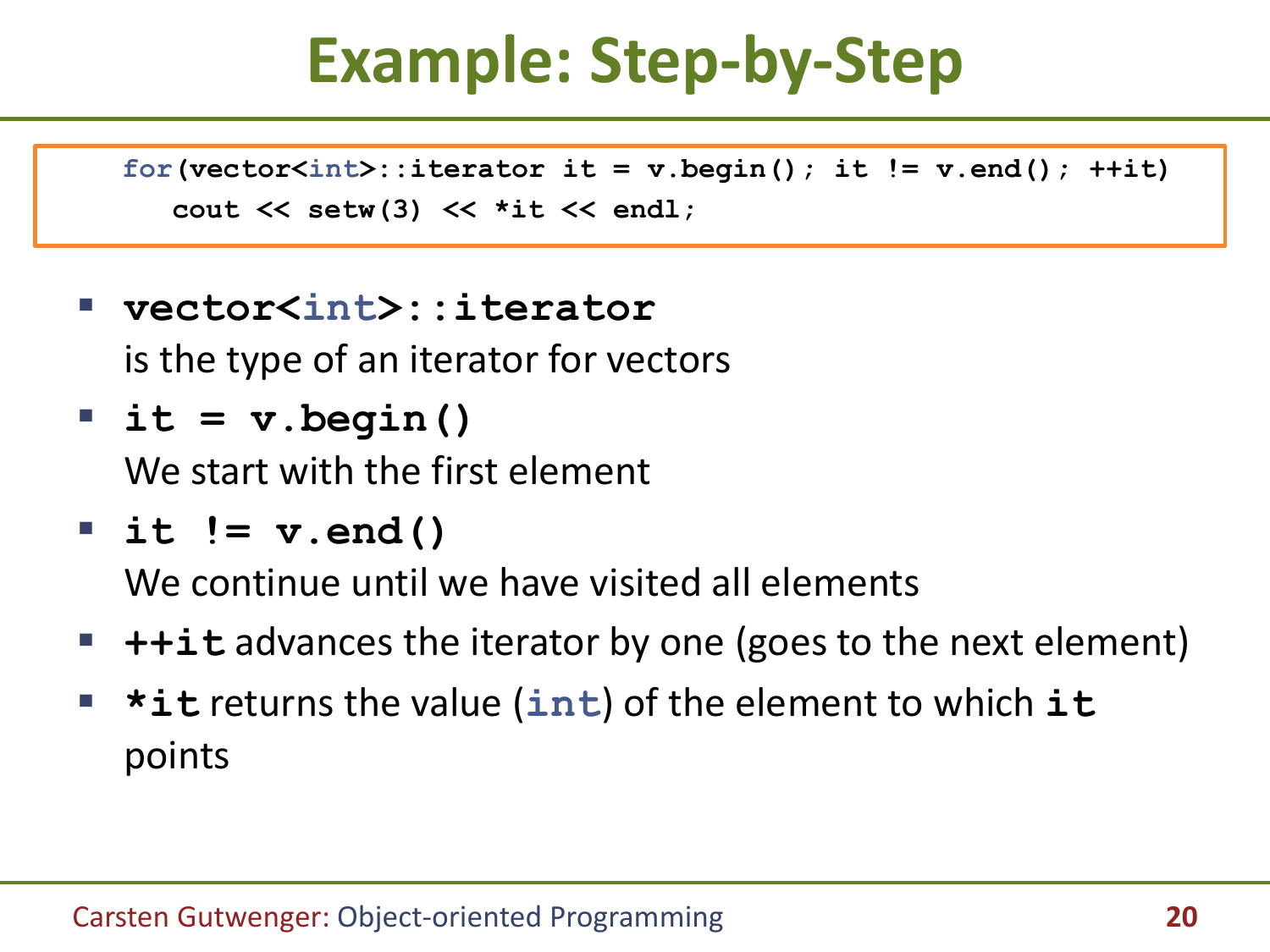# Example: Step-by-Step

```
for(vector<int>::iterator it = v.begin(); it != v.end(); ++it)
   cout << setw(3) << *it << endl;
```

- **`vector<int>::iterator`**
  is the type of an iterator for vectors
- **`it = v.begin()`**
  We start with the first element
- **`it != v.end()`**
  We continue until we have visited all elements
- **`++it`** advances the iterator by one (goes to the next element)
- **`*it`** returns the value (`int`) of the element to which **`it`** points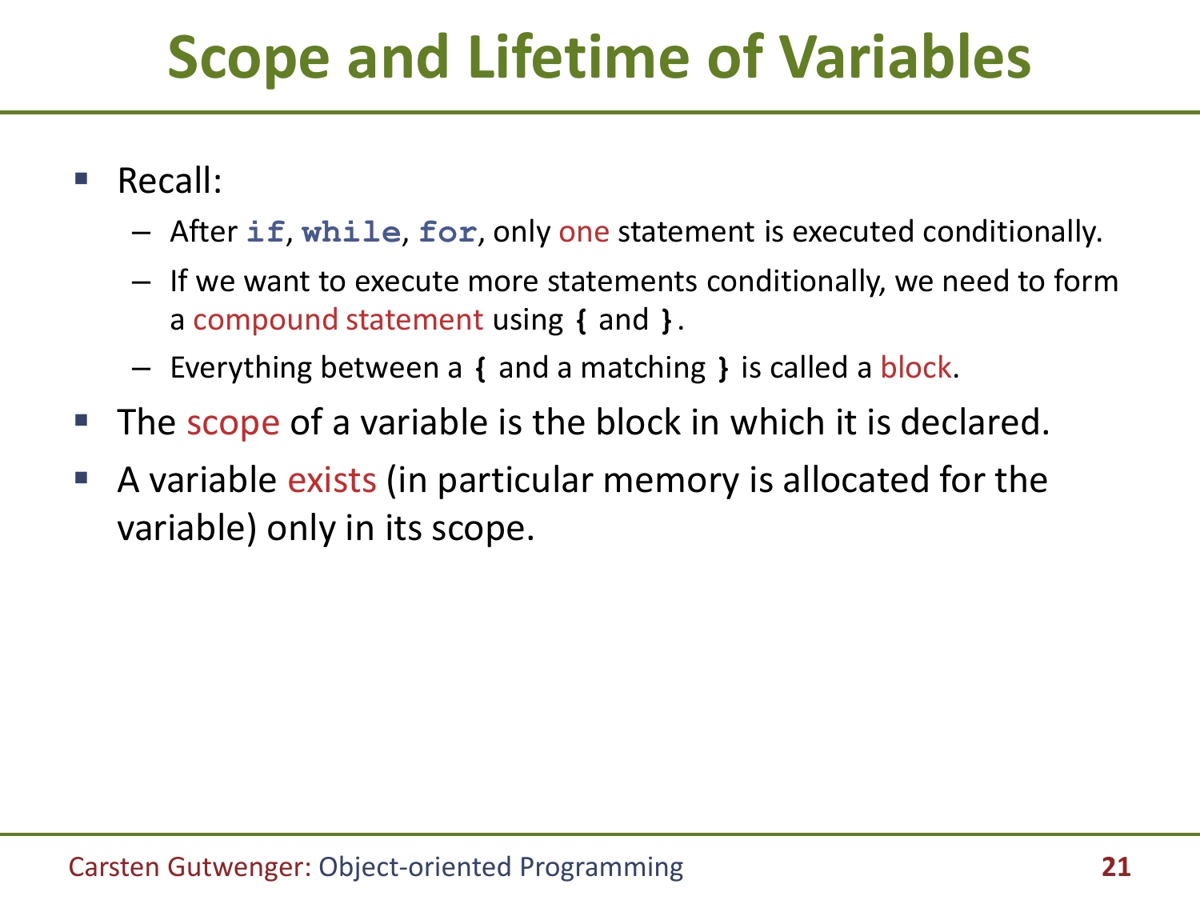# Scope and Lifetime of Variables

- Recall:
  - After `if`, `while`, `for`, only one statement is executed conditionally.
  - If we want to execute more statements conditionally, we need to form a compound statement using `{` and `}`.
  - Everything between a `{` and a matching `}` is called a block.
- The scope of a variable is the block in which it is declared.
- A variable exists (in particular memory is allocated for the variable) only in its scope.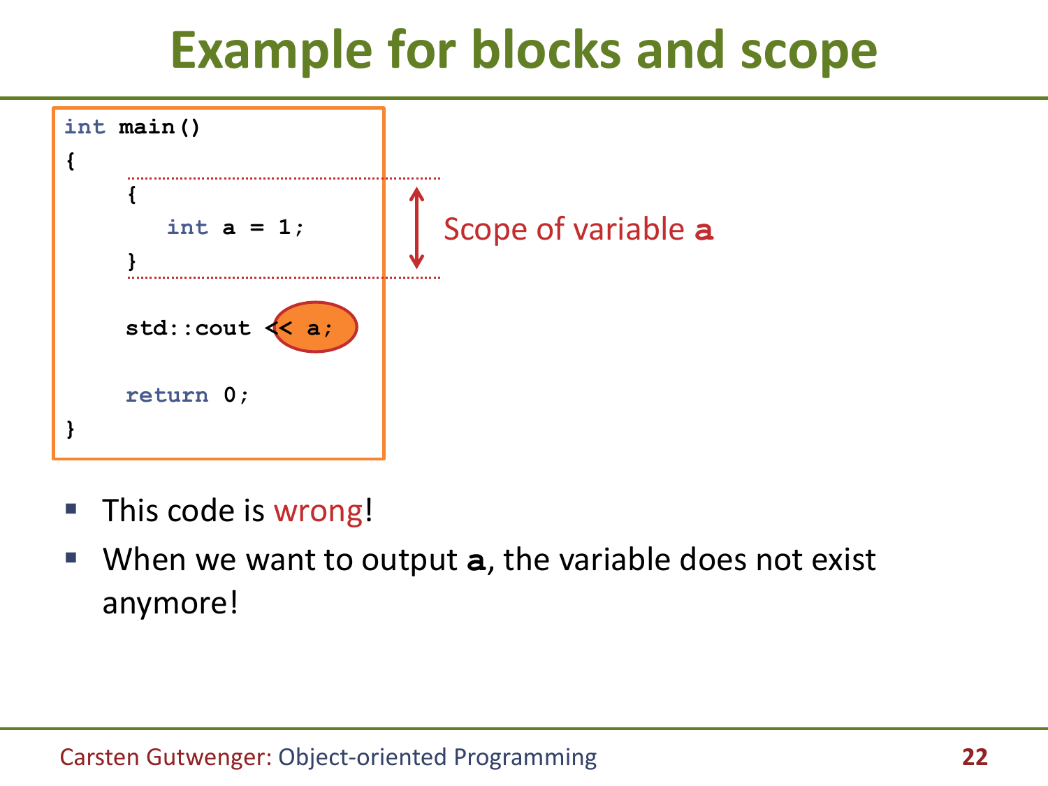# Example for blocks and scope

```
int main()
{
    {
        int a = 1;
    }

    std::cout << a;

    return 0;
}
```

Scope of variable **a**

- This code is wrong!
- When we want to output **a**, the variable does not exist anymore!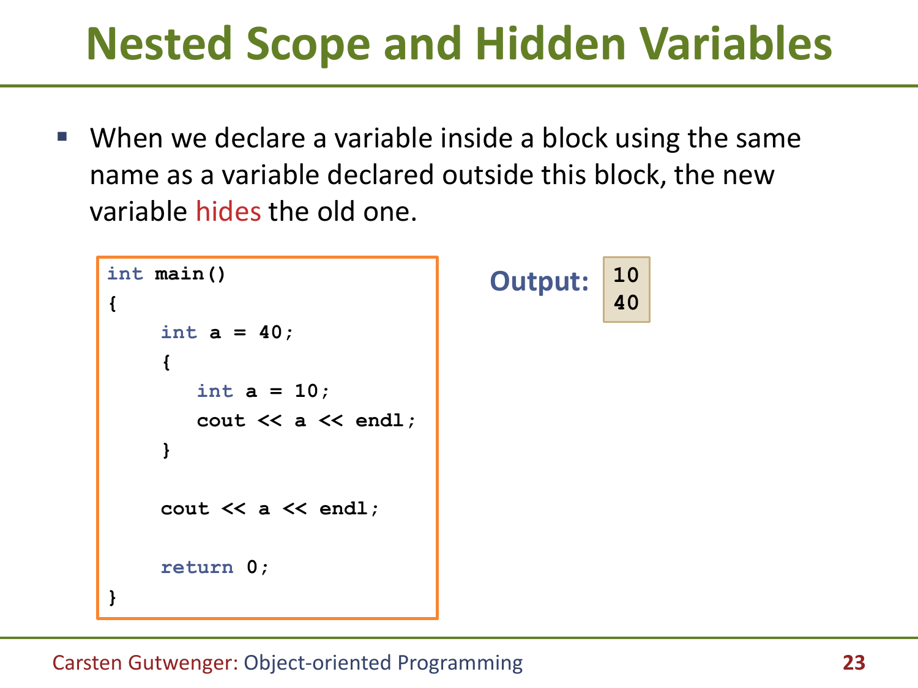# Nested Scope and Hidden Variables

- When we declare a variable inside a block using the same name as a variable declared outside this block, the new variable hides the old one.

```
int main()
{
     int a = 40;
     {
        int a = 10;
        cout << a << endl;
     }

     cout << a << endl;

     return 0;
}
```

**Output:**

```
10
40
```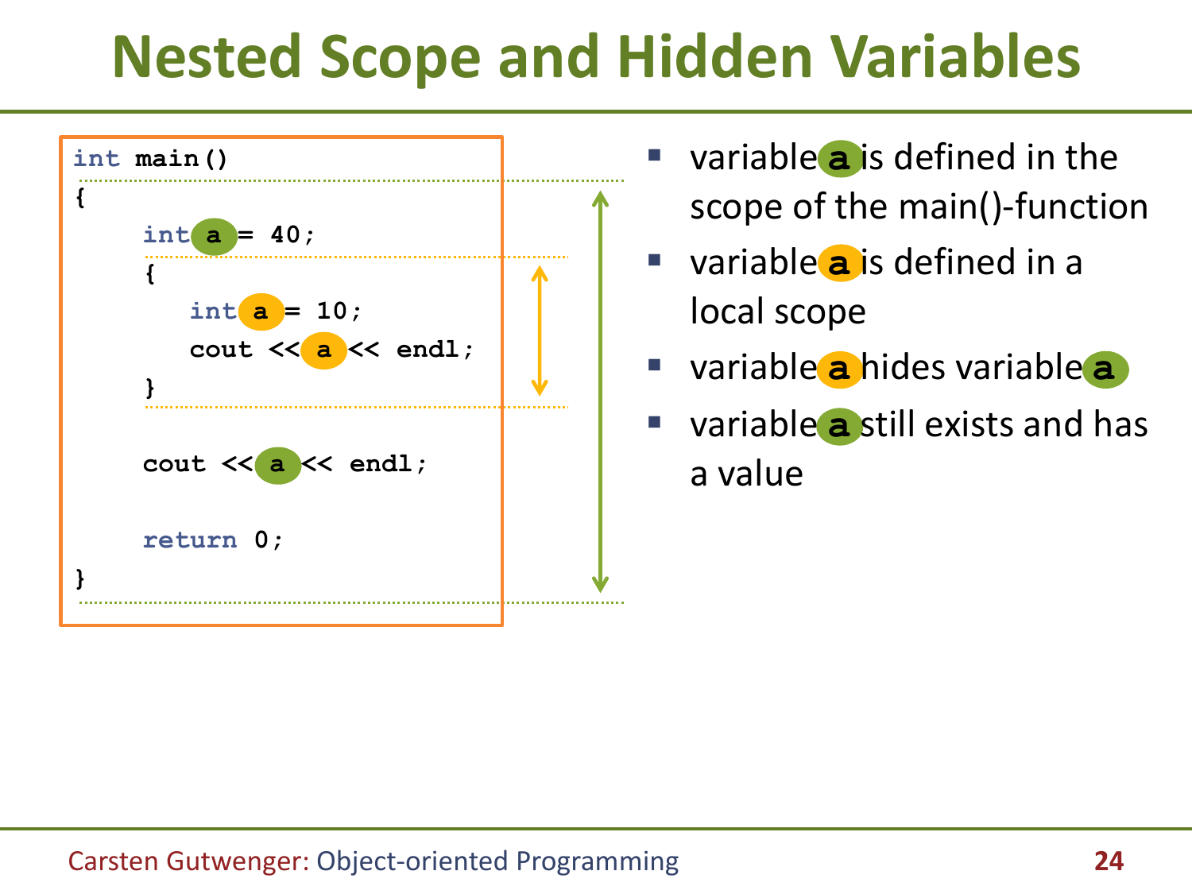# Nested Scope and Hidden Variables

```
int main()
{
    int a = 40;
    {
        int a = 10;
        cout << a << endl;
    }

    cout << a << endl;

    return 0;
}
```

- variable **a** is defined in the scope of the main()-function
- variable **a** is defined in a local scope
- variable **a** hides variable **a**
- variable **a** still exists and has a value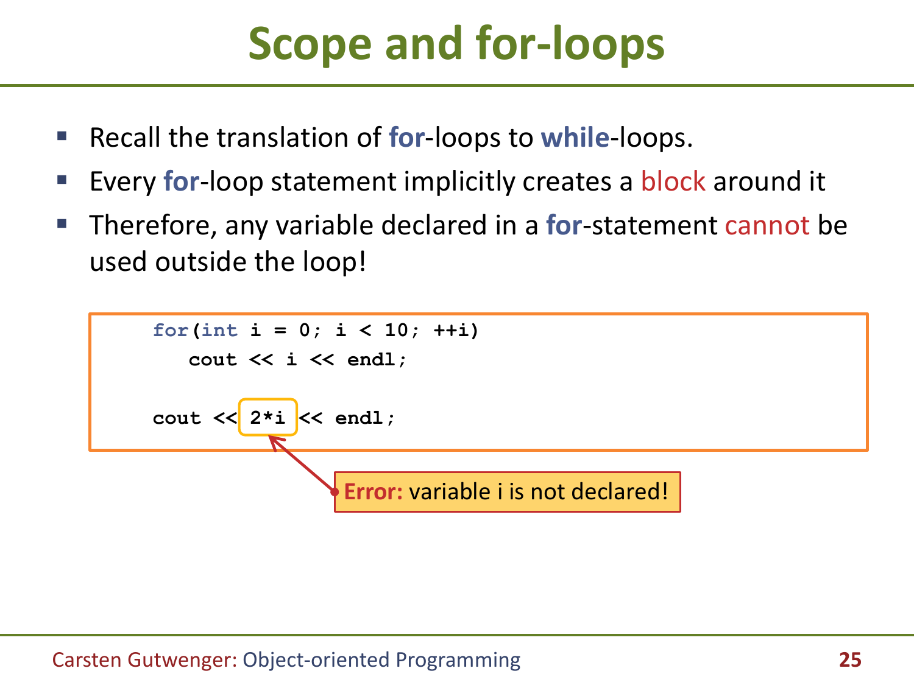# Scope and for-loops

- Recall the translation of **for**-loops to **while**-loops.
- Every **for**-loop statement implicitly creates a block around it
- Therefore, any variable declared in a **for**-statement cannot be used outside the loop!

```
for(int i = 0; i < 10; ++i)
   cout << i << endl;

cout << 2*i << endl;
```

**Error:** variable i is not declared!

Carsten Gutwenger: Object-oriented Programming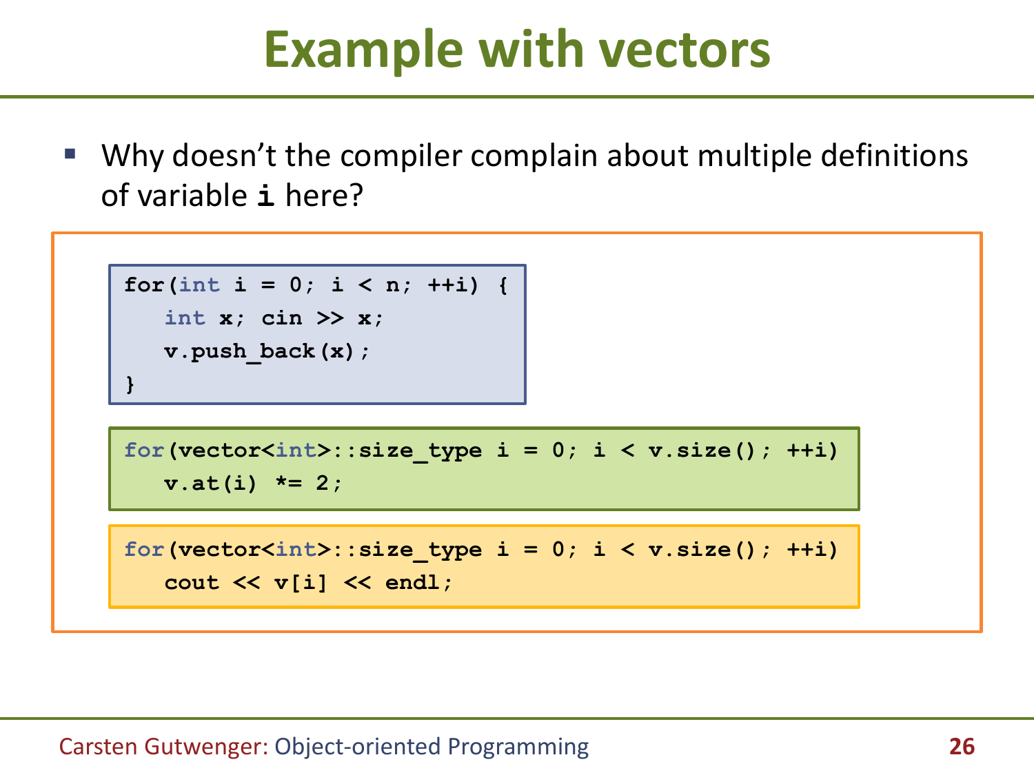# Example with vectors

- Why doesn't the compiler complain about multiple definitions of variable **i** here?

```
for(int i = 0; i < n; ++i) {
   int x; cin >> x;
   v.push_back(x);
}
```

```
for(vector<int>::size_type i = 0; i < v.size(); ++i)
   v.at(i) *= 2;
```

```
for(vector<int>::size_type i = 0; i < v.size(); ++i)
   cout << v[i] << endl;
```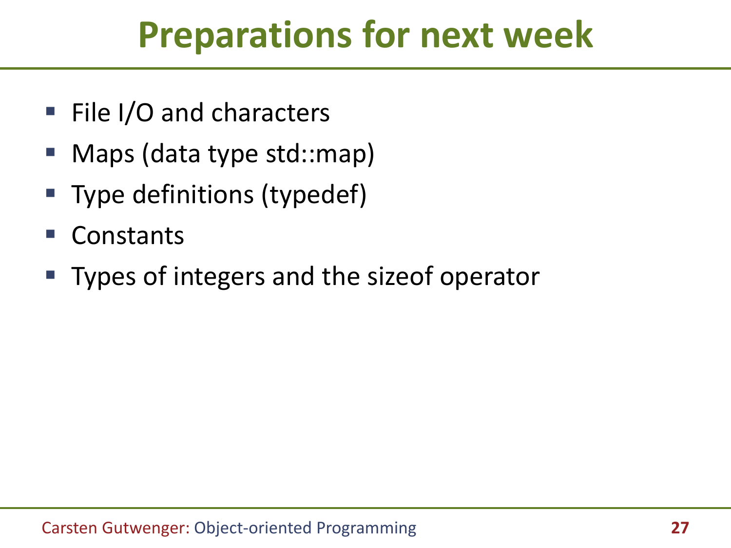# Preparations for next week

- File I/O and characters
- Maps (data type std::map)
- Type definitions (typedef)
- Constants
- Types of integers and the sizeof operator